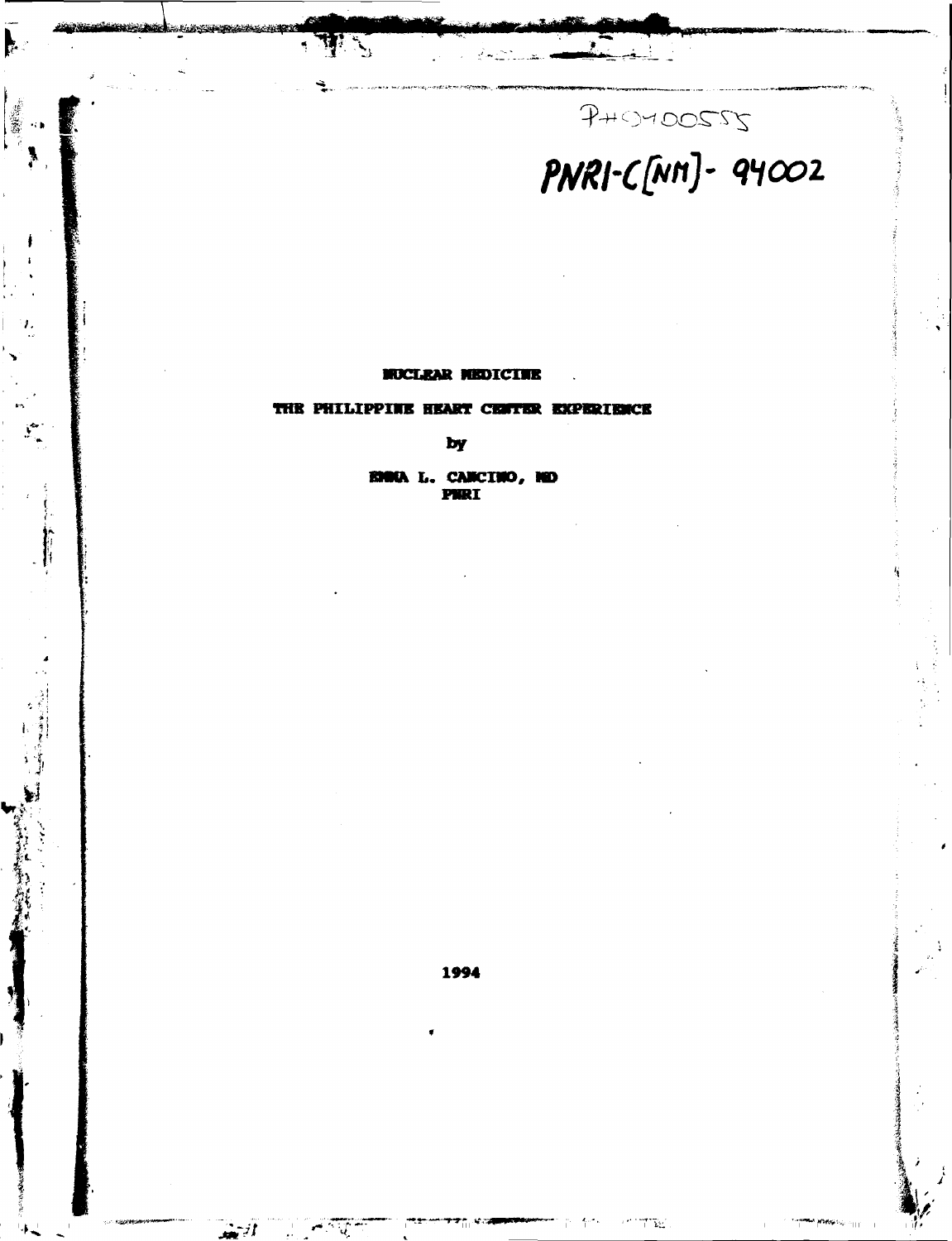PH9400555

PNRI-C[NM]- 94002

# NUCLEAR MEDICINE

## THE PHILIPPINE HEART CENTER EXPERIENCE

by

EMMA L. CANCINO, MD
PNRI

1994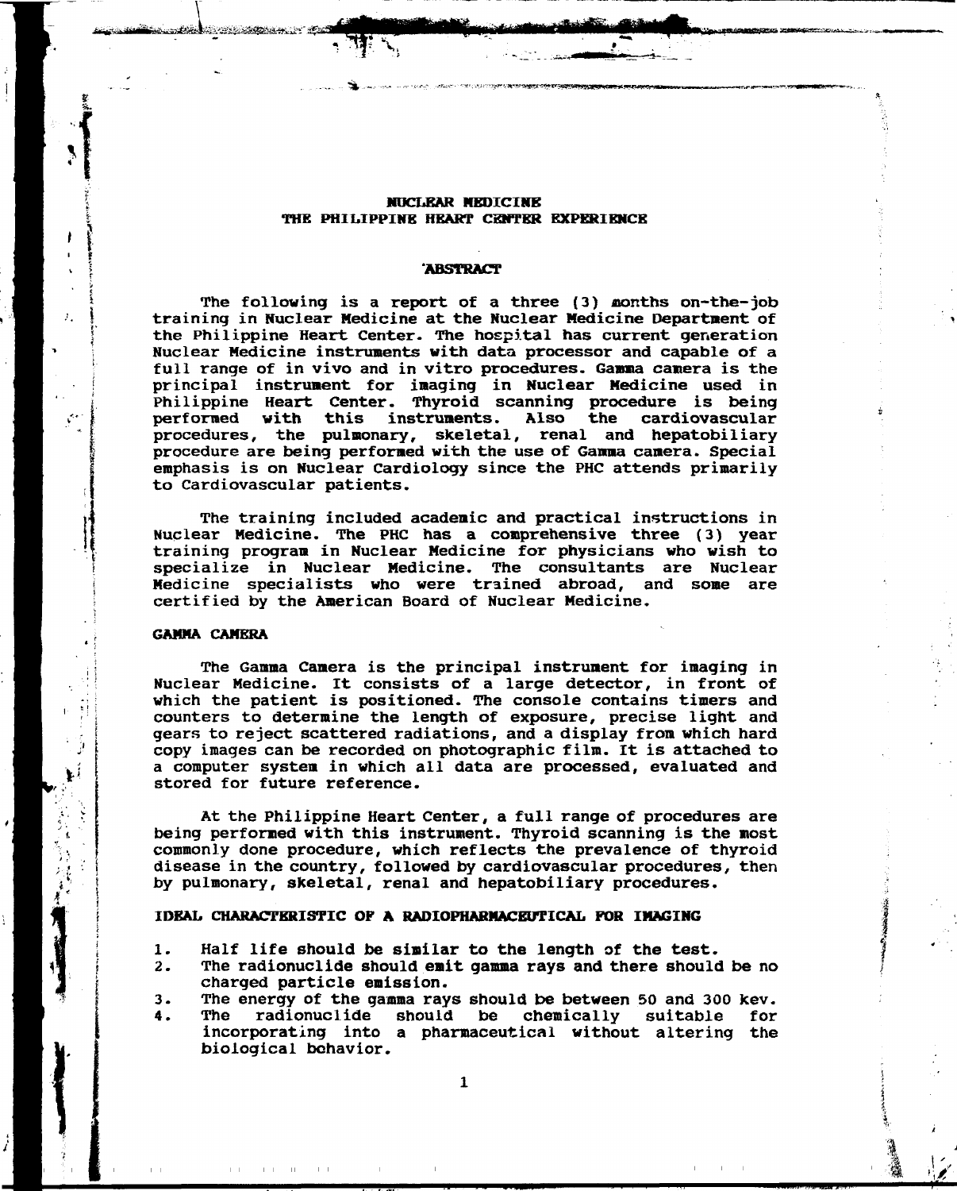# NUCLEAR MEDICINE
# THE PHILIPPINE HEART CENTER EXPERIENCE

## ABSTRACT

The following is a report of a three (3) months on-the-job training in Nuclear Medicine at the Nuclear Medicine Department of the Philippine Heart Center. The hospital has current generation Nuclear Medicine instruments with data processor and capable of a full range of in vivo and in vitro procedures. Gamma camera is the principal instrument for imaging in Nuclear Medicine used in Philippine Heart Center. Thyroid scanning procedure is being performed with this instruments. Also the cardiovascular procedures, the pulmonary, skeletal, renal and hepatobiliary procedure are being performed with the use of Gamma camera. Special emphasis is on Nuclear Cardiology since the PHC attends primarily to Cardiovascular patients.

The training included academic and practical instructions in Nuclear Medicine. The PHC has a comprehensive three (3) year training program in Nuclear Medicine for physicians who wish to specialize in Nuclear Medicine. The consultants are Nuclear Medicine specialists who were trained abroad, and some are certified by the American Board of Nuclear Medicine.

### GAMMA CAMERA

The Gamma Camera is the principal instrument for imaging in Nuclear Medicine. It consists of a large detector, in front of which the patient is positioned. The console contains timers and counters to determine the length of exposure, precise light and gears to reject scattered radiations, and a display from which hard copy images can be recorded on photographic film. It is attached to a computer system in which all data are processed, evaluated and stored for future reference.

At the Philippine Heart Center, a full range of procedures are being performed with this instrument. Thyroid scanning is the most commonly done procedure, which reflects the prevalence of thyroid disease in the country, followed by cardiovascular procedures, then by pulmonary, skeletal, renal and hepatobiliary procedures.

### IDEAL CHARACTERISTIC OF A RADIOPHARMACEUTICAL FOR IMAGING

1. Half life should be similar to the length of the test.
2. The radionuclide should emit gamma rays and there should be no charged particle emission.
3. The energy of the gamma rays should be between 50 and 300 kev.
4. The radionuclide should be chemically suitable for incorporating into a pharmaceutical without altering the biological behavior.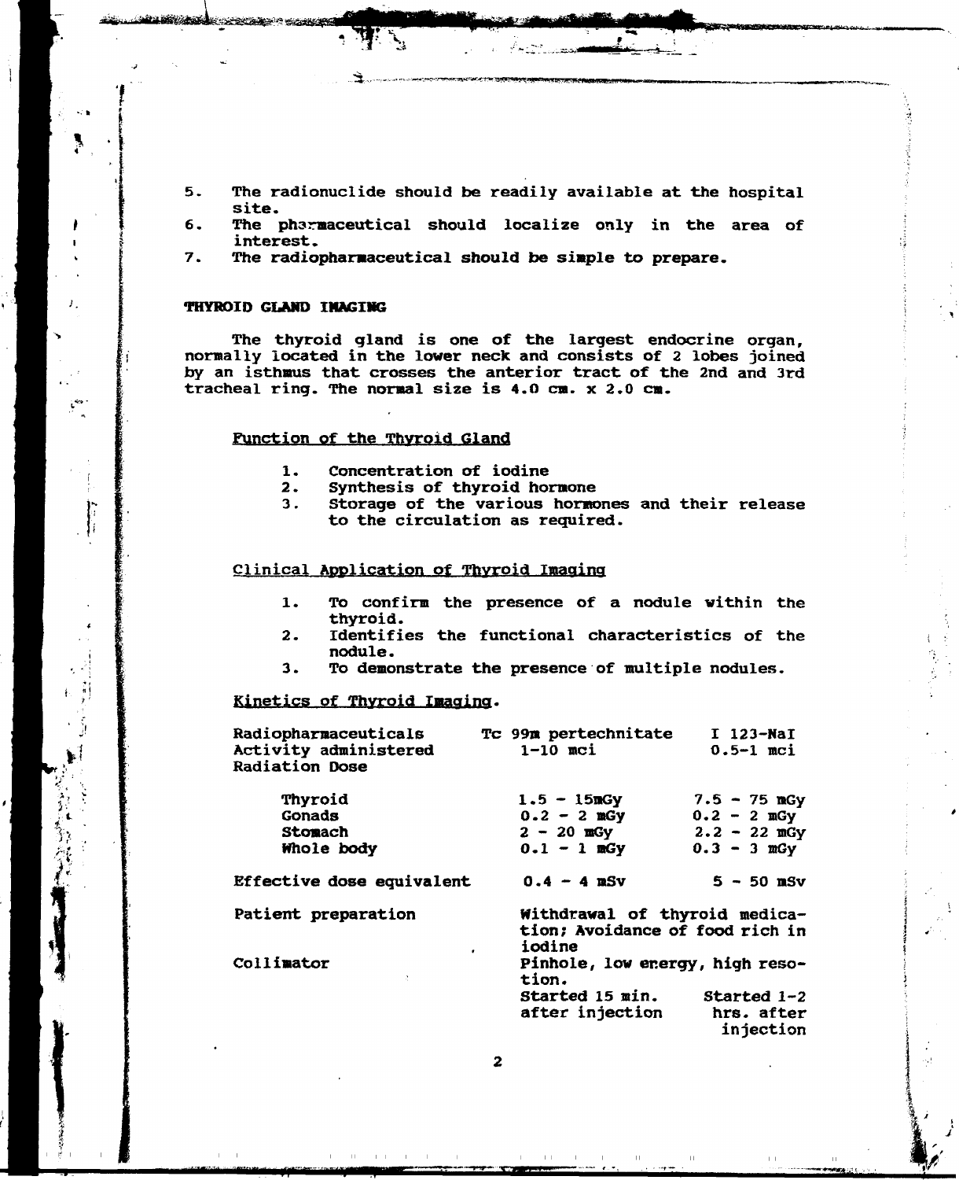5. The radionuclide should be readily available at the hospital site.
6. The pharmaceutical should localize only in the area of interest.
7. The radiopharmaceutical should be simple to prepare.

## THYROID GLAND IMAGING

The thyroid gland is one of the largest endocrine organ, normally located in the lower neck and consists of 2 lobes joined by an isthmus that crosses the anterior tract of the 2nd and 3rd tracheal ring. The normal size is 4.0 cm. x 2.0 cm.

### Function of the Thyroid Gland

1. Concentration of iodine
2. Synthesis of thyroid hormone
3. Storage of the various hormones and their release to the circulation as required.

### Clinical Application of Thyroid Imaging

1. To confirm the presence of a nodule within the thyroid.
2. Identifies the functional characteristics of the nodule.
3. To demonstrate the presence of multiple nodules.

### Kinetics of Thyroid Imaging.

| Radiopharmaceuticals | Tc 99m pertechnitate | I 123-NaI |
|---|---|---|
| Activity administered | 1-10 mci | 0.5-1 mci |
| Radiation Dose | | |
| Thyroid | 1.5 - 15mGy | 7.5 - 75 mGy |
| Gonads | 0.2 - 2 mGy | 0.2 - 2 mGy |
| Stomach | 2 - 20 mGy | 2.2 - 22 mGy |
| Whole body | 0.1 - 1 mGy | 0.3 - 3 mGy |
| Effective dose equivalent | 0.4 - 4 mSv | 5 - 50 mSv |
| Patient preparation | Withdrawal of thyroid medication; Avoidance of food rich in iodine | |
| Collimator | Pinhole, low energy, high resolution. | |
| | Started 15 min. after injection | Started 1-2 hrs. after injection |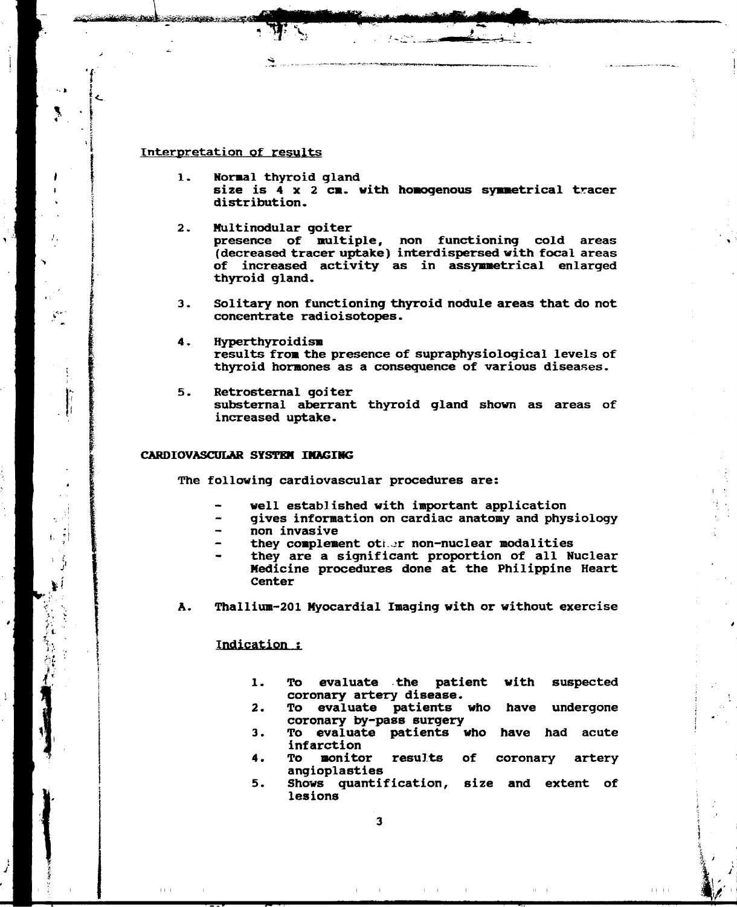## Interpretation of results

1. Normal thyroid gland
   size is 4 x 2 cm. with homogenous symmetrical tracer distribution.

2. Multinodular goiter
   presence of multiple, non functioning cold areas (decreased tracer uptake) interdispersed with focal areas of increased activity as in assymmetrical enlarged thyroid gland.

3. Solitary non functioning thyroid nodule areas that do not concentrate radioisotopes.

4. Hyperthyroidism
   results from the presence of supraphysiological levels of thyroid hormones as a consequence of various diseases.

5. Retrosternal goiter
   substernal aberrant thyroid gland shown as areas of increased uptake.

## CARDIOVASCULAR SYSTEM IMAGING

The following cardiovascular procedures are:

- well established with important application
- gives information on cardiac anatomy and physiology
- non invasive
- they complement other non-nuclear modalities
- they are a significant proportion of all Nuclear Medicine procedures done at the Philippine Heart Center

### A. Thallium-201 Myocardial Imaging with or without exercise

Indication :

1. To evaluate the patient with suspected coronary artery disease.
2. To evaluate patients who have undergone coronary by-pass surgery
3. To evaluate patients who have had acute infarction
4. To monitor results of coronary artery angioplasties
5. Shows quantification, size and extent of lesions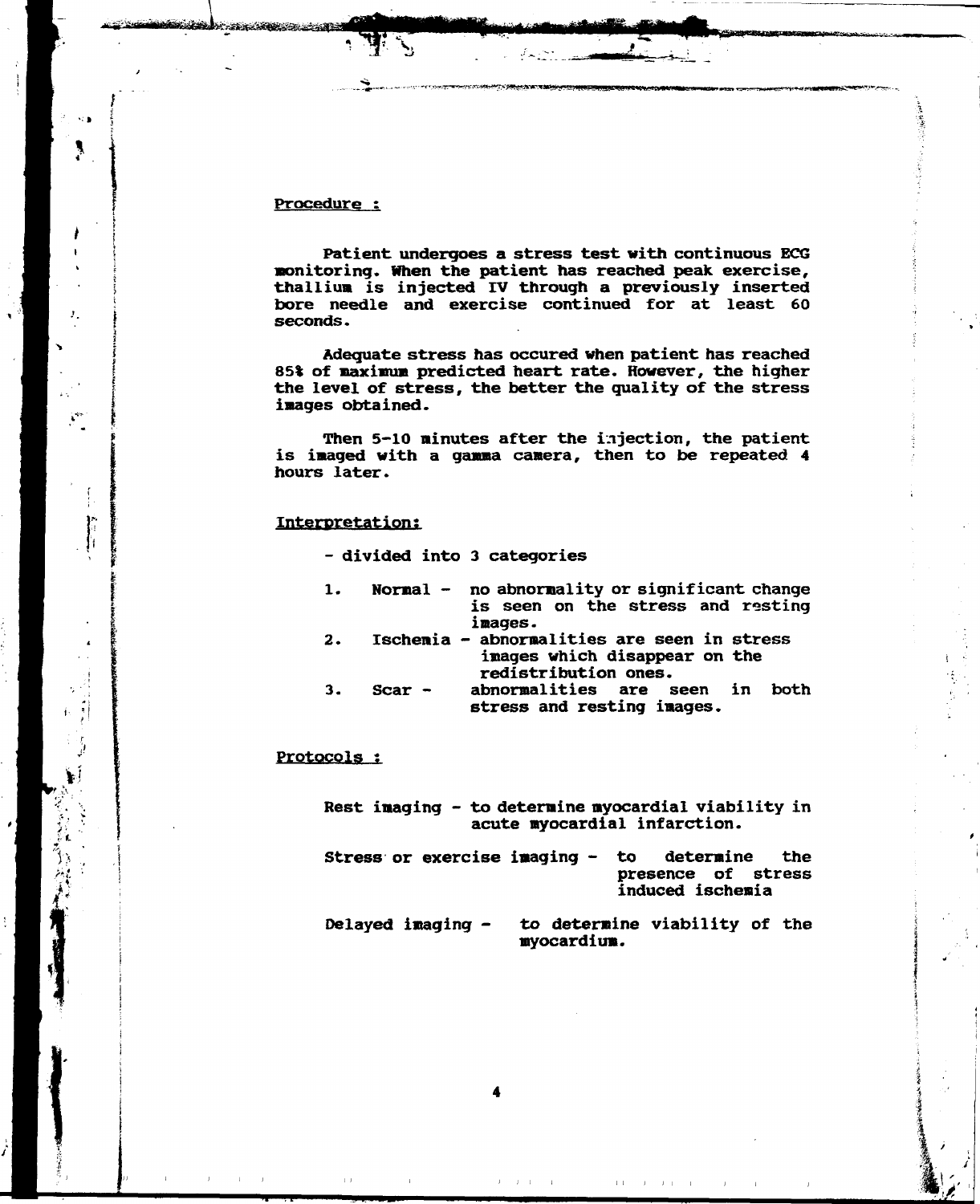Procedure :

Patient undergoes a stress test with continuous ECG monitoring. When the patient has reached peak exercise, thallium is injected IV through a previously inserted bore needle and exercise continued for at least 60 seconds.

Adequate stress has occured when patient has reached 85% of maximum predicted heart rate. However, the higher the level of stress, the better the quality of the stress images obtained.

Then 5-10 minutes after the injection, the patient is imaged with a gamma camera, then to be repeated 4 hours later.

Interpretation:

- divided into 3 categories

1. Normal - no abnormality or significant change is seen on the stress and resting images.
2. Ischemia - abnormalities are seen in stress images which disappear on the redistribution ones.
3. Scar - abnormalities are seen in both stress and resting images.

Protocols :

Rest imaging - to determine myocardial viability in acute myocardial infarction.

Stress or exercise imaging - to determine the presence of stress induced ischemia

Delayed imaging - to determine viability of the myocardium.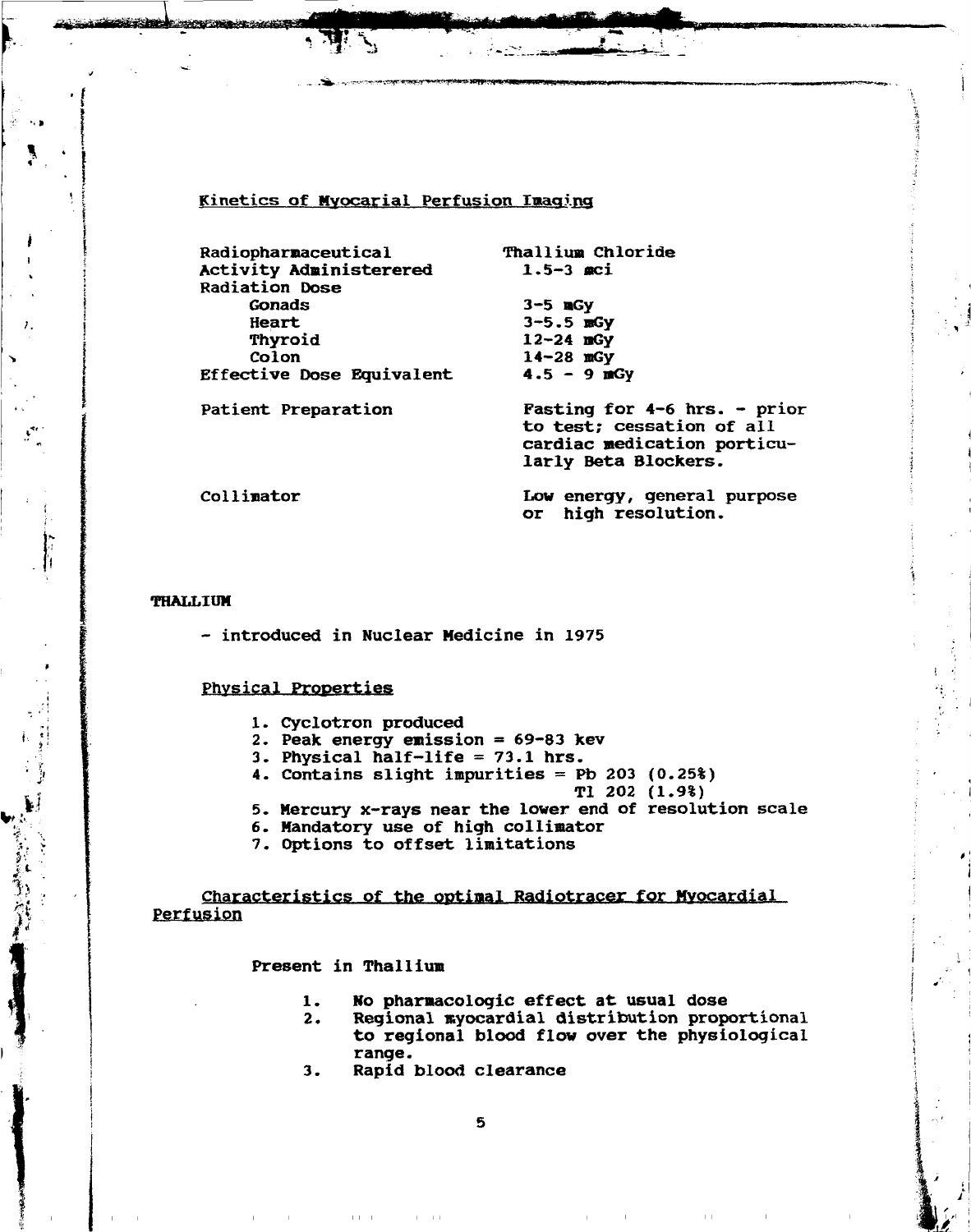## Kinetics of Myocarial Perfusion Imaging

| | |
|---|---|
| Radiopharmaceutical | Thallium Chloride |
| Activity Adminsterered | 1.5-3 mci |
| Radiation Dose | |
| Gonads | 3-5 mGy |
| Heart | 3-5.5 mGy |
| Thyroid | 12-24 mGy |
| Colon | 14-28 mGy |
| Effective Dose Equivalent | 4.5 - 9 mGy |
| Patient Preparation | Fasting for 4-6 hrs. - prior to test; cessation of all cardiac medication porticularly Beta Blockers. |
| Collimator | Low energy, general purpose or high resolution. |

**THALLIUM**

- introduced in Nuclear Medicine in 1975

### Physical Properties

1. Cyclotron produced
2. Peak energy emission = 69-83 kev
3. Physical half-life = 73.1 hrs.
4. Contains slight impurities = Pb 203 (0.25%)
   Tl 202 (1.9%)
5. Mercury x-rays near the lower end of resolution scale
6. Mandatory use of high collimator
7. Options to offset limitations

### Characteristics of the optimal Radiotracer for Myocardial Perfusion

Present in Thallium

1. No pharmacologic effect at usual dose
2. Regional myocardial distribution proportional to regional blood flow over the physiological range.
3. Rapid blood clearance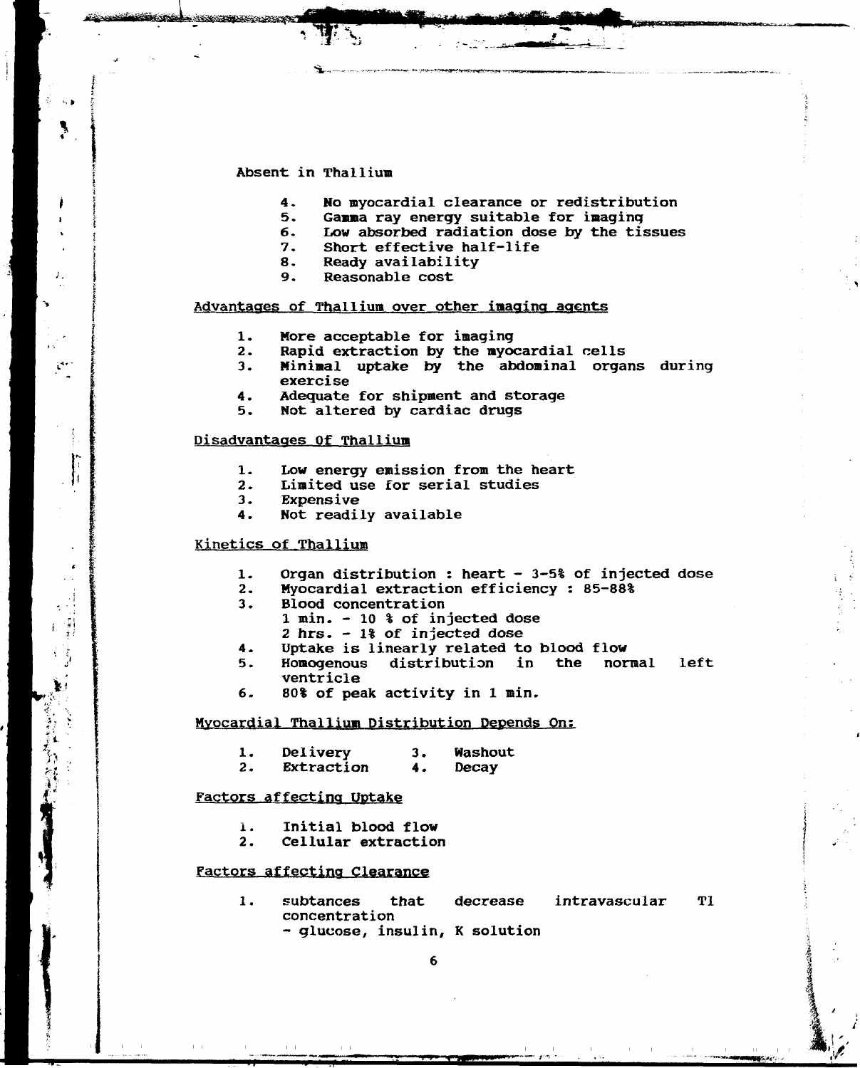Absent in Thallium

4. No myocardial clearance or redistribution
5. Gamma ray energy suitable for imaging
6. Low absorbed radiation dose by the tissues
7. Short effective half-life
8. Ready availability
9. Reasonable cost

## Advantages of Thallium over other imaging agents

1. More acceptable for imaging
2. Rapid extraction by the myocardial cells
3. Minimal uptake by the abdominal organs during exercise
4. Adequate for shipment and storage
5. Not altered by cardiac drugs

## Disadvantages Of Thallium

1. Low energy emission from the heart
2. Limited use for serial studies
3. Expensive
4. Not readily available

## Kinetics of Thallium

1. Organ distribution : heart - 3-5% of injected dose
2. Myocardial extraction efficiency : 85-88%
3. Blood concentration
   1 min. - 10 % of injected dose
   2 hrs. - 1% of injected dose
4. Uptake is linearly related to blood flow
5. Homogenous distribution in the normal left ventricle
6. 80% of peak activity in 1 min.

## Myocardial Thallium Distribution Depends On:

1. Delivery
2. Extraction
3. Washout
4. Decay

## Factors affecting Uptake

1. Initial blood flow
2. Cellular extraction

## Factors affecting Clearance

1. subtances that decrease intravascular Tl concentration
   - glucose, insulin, K solution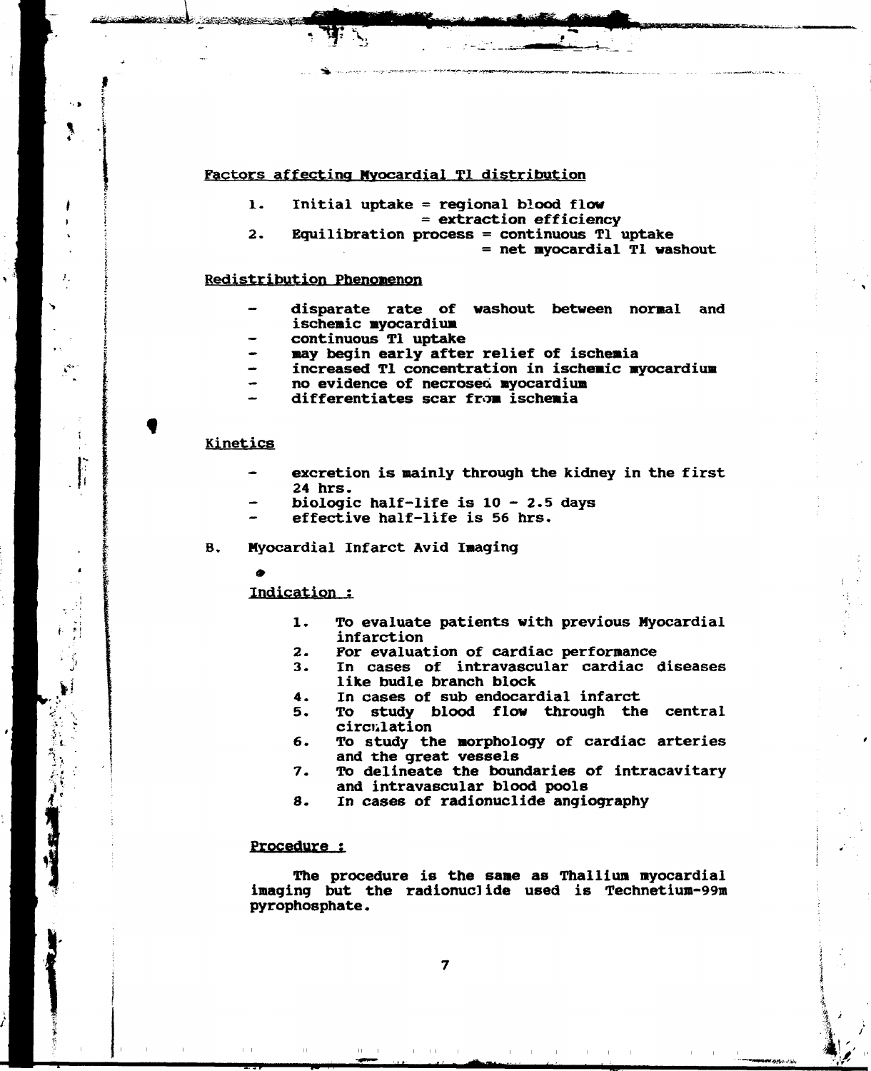## Factors affecting Myocardial Tl distribution

1. Initial uptake = regional blood flow
   = extraction efficiency
2. Equilibration process = continuous Tl uptake
   = net myocardial Tl washout

## Redistribution Phenomenon

- disparate rate of washout between normal and ischemic myocardium
- continuous Tl uptake
- may begin early after relief of ischemia
- increased Tl concentration in ischemic myocardium
- no evidence of necrosed myocardium
- differentiates scar from ischemia

## Kinetics

- excretion is mainly through the kidney in the first 24 hrs.
- biologic half-life is 10 - 2.5 days
- effective half-life is 56 hrs.

## B. Myocardial Infarct Avid Imaging

### Indication :

1. To evaluate patients with previous Myocardial infarction
2. For evaluation of cardiac performance
3. In cases of intravascular cardiac diseases like budle branch block
4. In cases of sub endocardial infarct
5. To study blood flow through the central circulation
6. To study the morphology of cardiac arteries and the great vessels
7. To delineate the boundaries of intracavitary and intravascular blood pools
8. In cases of radionuclide angiography

### Procedure :

The procedure is the same as Thallium myocardial imaging but the radionuclide used is Technetium-99m pyrophosphate.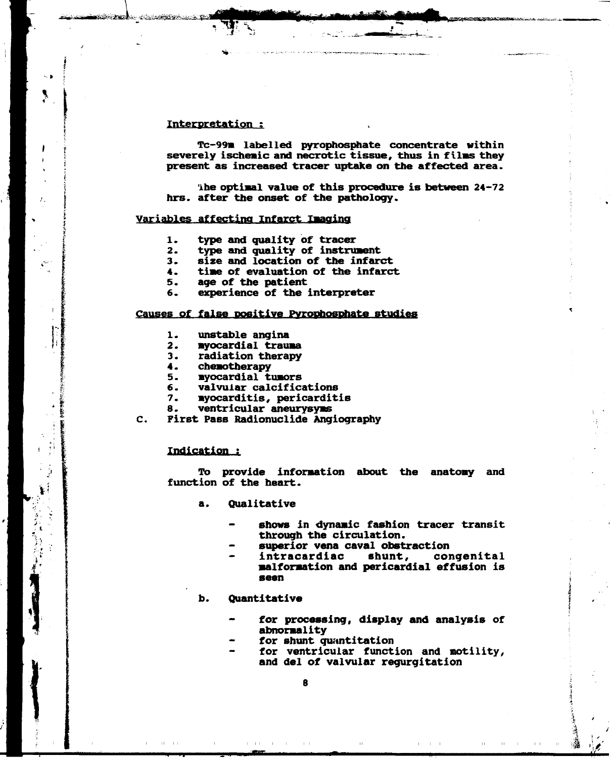## Interpretation :

Tc-99m labelled pyrophosphate concentrate within severely ischemic and necrotic tissue, thus in films they present as increased tracer uptake on the affected area.

The optimal value of this procedure is between 24-72 hrs. after the onset of the pathology.

### Variables affecting Infarct Imaging

1. type and quality of tracer
2. type and quality of instrument
3. size and location of the infarct
4. time of evaluation of the infarct
5. age of the patient
6. experience of the interpreter

### Causes of false positive Pyrophosphate studies

1. unstable angina
2. myocardial trauma
3. radiation therapy
4. chemotherapy
5. myocardial tumors
6. valvular calcifications
7. myocarditis, pericarditis
8. ventricular aneurysyms

C. First Pass Radionuclide Angiography

## Indication :

To provide information about the anatomy and function of the heart.

a. Qualitative

- shows in dynamic fashion tracer transit through the circulation.
- superior vena caval obstruction
- intracardiac shunt, congenital malformation and pericardial effusion is seen

b. Quantitative

- for processing, display and analysis of abnormality
- for shunt quantitation
- for ventricular function and motility, and del of valvular regurgitation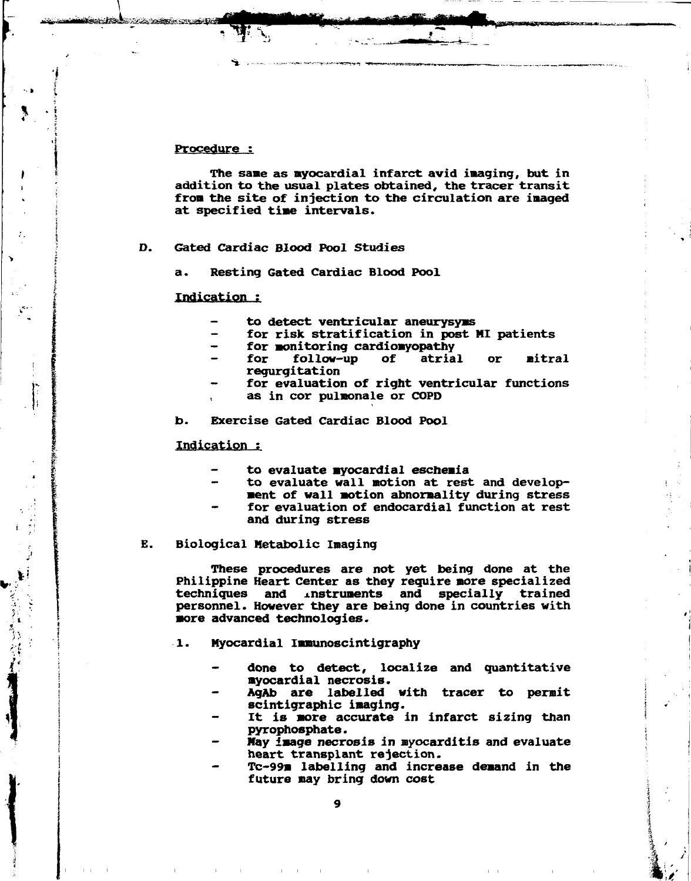Procedure :

The same as myocardial infarct avid imaging, but in addition to the usual plates obtained, the tracer transit from the site of injection to the circulation are imaged at specified time intervals.

D. Gated Cardiac Blood Pool Studies

a. Resting Gated Cardiac Blood Pool

Indication :

- to detect ventricular aneurysyms
- for risk stratification in post MI patients
- for monitoring cardiomyopathy
- for follow-up of atrial or mitral regurgitation
- for evaluation of right ventricular functions as in cor pulmonale or COPD

b. Exercise Gated Cardiac Blood Pool

Indication :

- to evaluate myocardial eschemia
- to evaluate wall motion at rest and development of wall motion abnormality during stress
- for evaluation of endocardial function at rest and during stress

E. Biological Metabolic Imaging

These procedures are not yet being done at the Philippine Heart Center as they require more specialized techniques and instruments and specially trained personnel. However they are being done in countries with more advanced technologies.

1. Myocardial Immunoscintigraphy

- done to detect, localize and quantitative myocardial necrosis.
- AgAb are labelled with tracer to permit scintigraphic imaging.
- It is more accurate in infarct sizing than pyrophosphate.
- May image necrosis in myocarditis and evaluate heart transplant rejection.
- Tc-99m labelling and increase demand in the future may bring down cost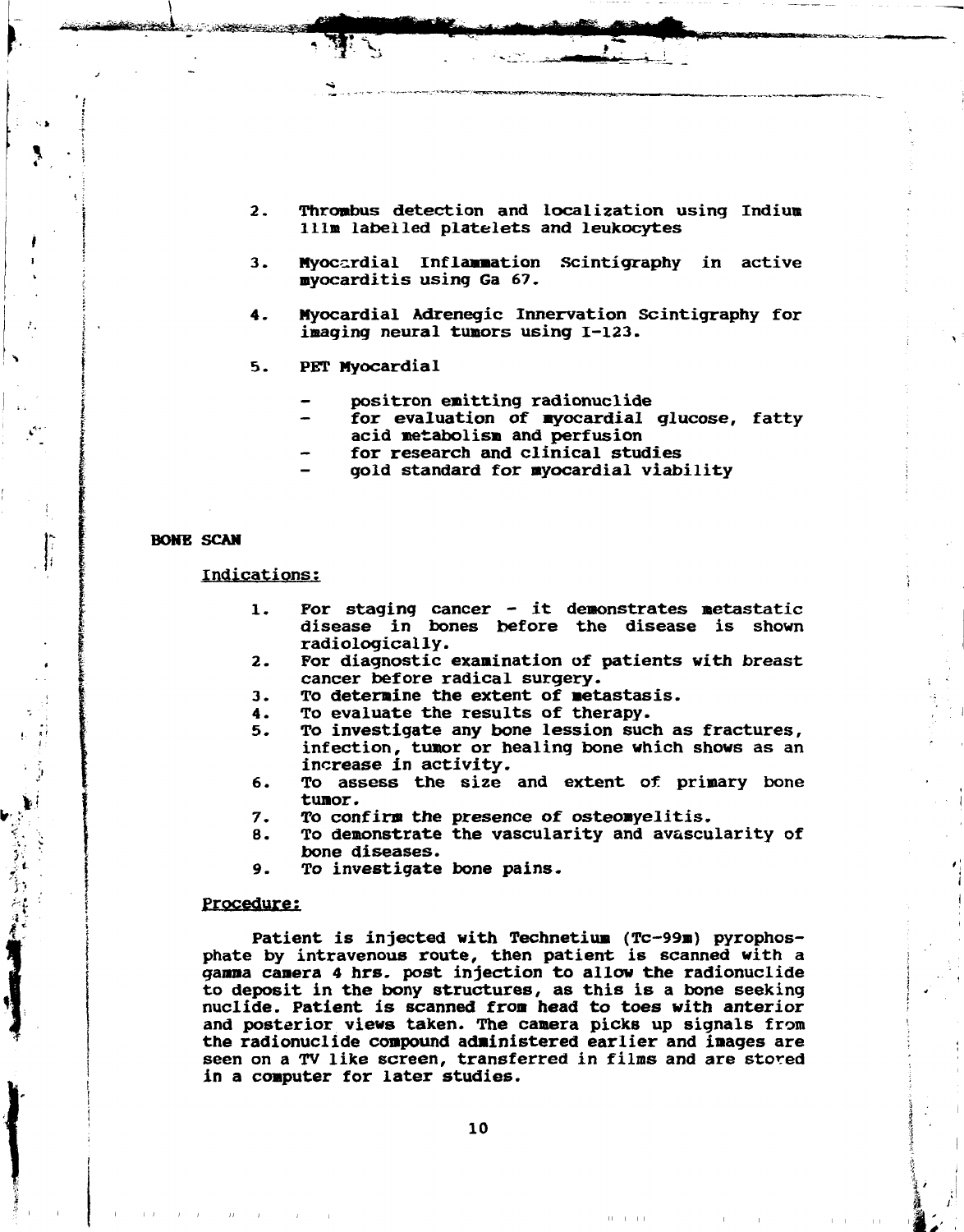2. Thrombus detection and localization using Indium 111m labelled platelets and leukocytes

3. Myocardial Inflammation Scintigraphy in active myocarditis using Ga 67.

4. Myocardial Adrenegic Innervation Scintigraphy for imaging neural tumors using I-123.

5. PET Myocardial

   - positron emitting radionuclide
   - for evaluation of myocardial glucose, fatty acid metabolism and perfusion
   - for research and clinical studies
   - gold standard for myocardial viability

**BONE SCAN**

Indications:

1. For staging cancer - it demonstrates metastatic disease in bones before the disease is shown radiologically.
2. For diagnostic examination of patients with breast cancer before radical surgery.
3. To determine the extent of metastasis.
4. To evaluate the results of therapy.
5. To investigate any bone lession such as fractures, infection, tumor or healing bone which shows as an increase in activity.
6. To assess the size and extent of primary bone tumor.
7. To confirm the presence of osteomyelitis.
8. To demonstrate the vascularity and avascularity of bone diseases.
9. To investigate bone pains.

Procedure:

Patient is injected with Technetium (Tc-99m) pyrophosphate by intravenous route, then patient is scanned with a gamma camera 4 hrs. post injection to allow the radionuclide to deposit in the bony structures, as this is a bone seeking nuclide. Patient is scanned from head to toes with anterior and posterior views taken. The camera picks up signals from the radionuclide compound administered earlier and images are seen on a TV like screen, transferred in films and are stored in a computer for later studies.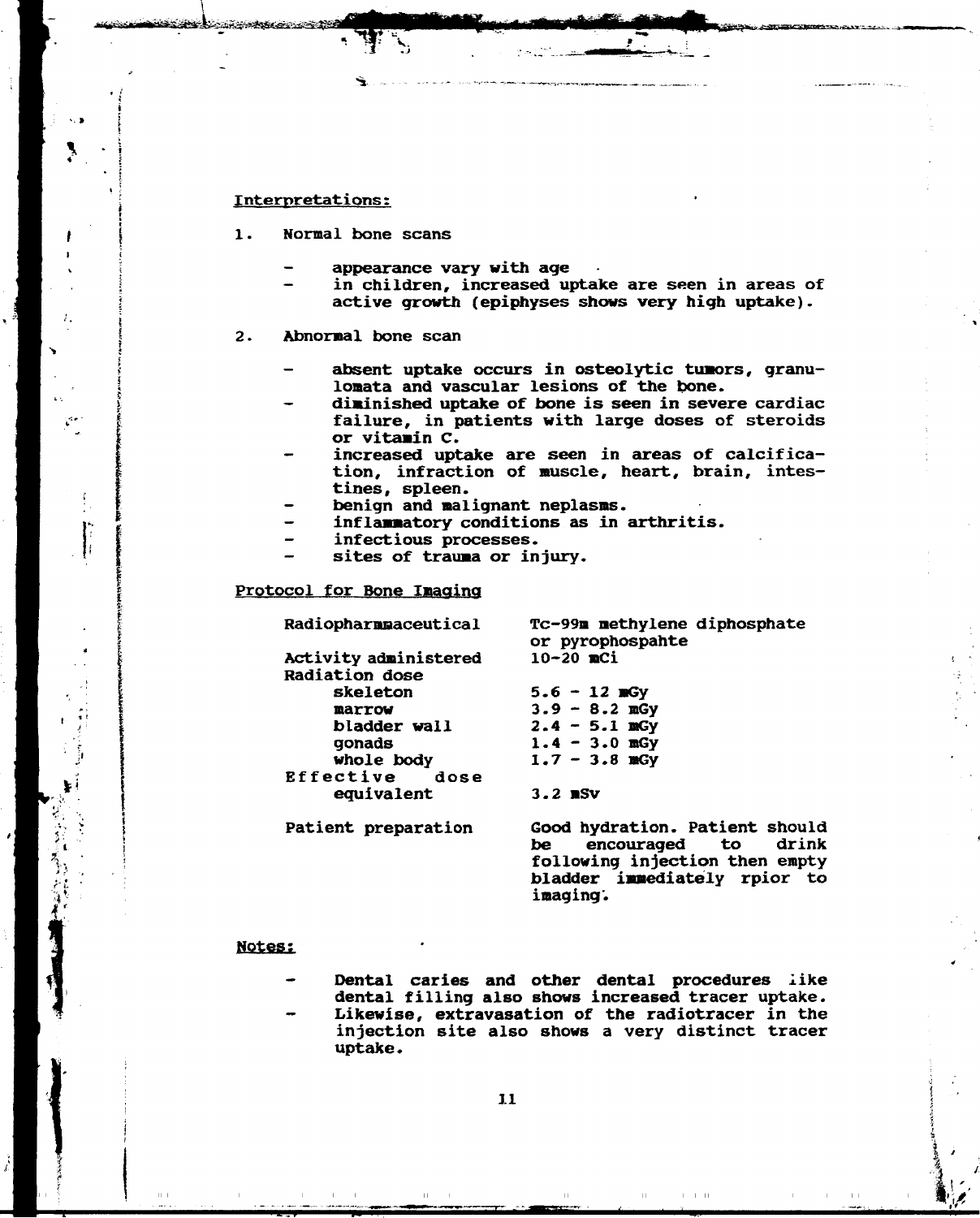Interpretations:

1. Normal bone scans

   - appearance vary with age
   - in children, increased uptake are seen in areas of active growth (epiphyses shows very high uptake).

2. Abnormal bone scan

   - absent uptake occurs in osteolytic tumors, granulomata and vascular lesions of the bone.
   - diminished uptake of bone is seen in severe cardiac failure, in patients with large doses of steroids or vitamin C.
   - increased uptake are seen in areas of calcification, infraction of muscle, heart, brain, intestines, spleen.
   - benign and malignant neplasms.
   - inflammatory conditions as in arthritis.
   - infectious processes.
   - sites of trauma or injury.

Protocol for Bone Imaging

| | |
|---|---|
| Radiopharmmaceutical | Tc-99m methylene diphosphate or pyrophospahte |
| Activity administered | 10-20 mCi |
| Radiation dose | |
| skeleton | 5.6 - 12 mGy |
| marrow | 3.9 - 8.2 mGy |
| bladder wall | 2.4 - 5.1 mGy |
| gonads | 1.4 - 3.0 mGy |
| whole body | 1.7 - 3.8 mGy |
| Effective dose equivalent | 3.2 mSv |
| Patient preparation | Good hydration. Patient should be encouraged to drink following injection then empty bladder immediately rpior to imaging. |

Notes:

- Dental caries and other dental procedures like dental filling also shows increased tracer uptake.
- Likewise, extravasation of the radiotracer in the injection site also shows a very distinct tracer uptake.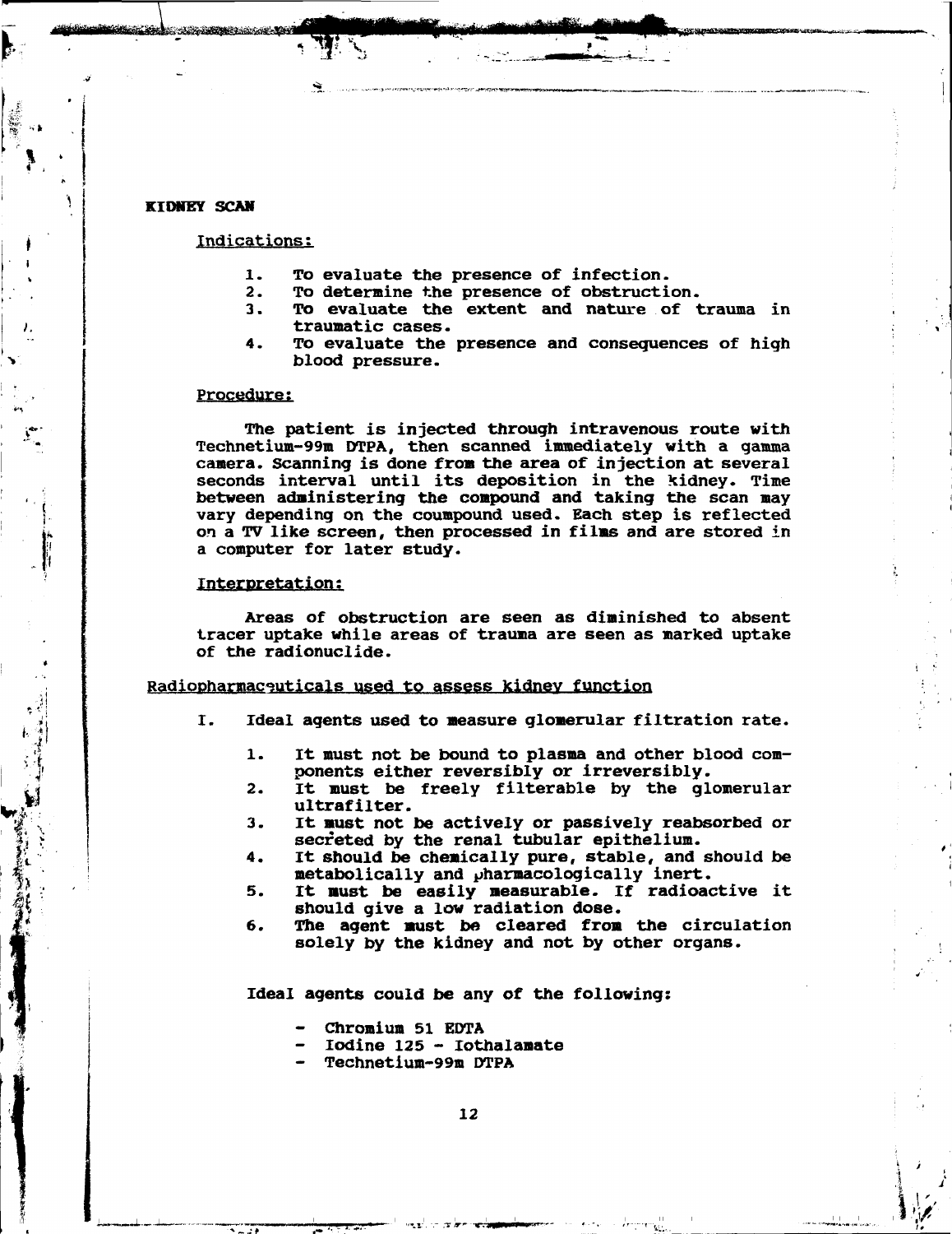**KIDNEY SCAN**

Indications:

1. To evaluate the presence of infection.
2. To determine the presence of obstruction.
3. To evaluate the extent and nature of trauma in traumatic cases.
4. To evaluate the presence and consequences of high blood pressure.

Procedure:

The patient is injected through intravenous route with Technetium-99m DTPA, then scanned immediately with a gamma camera. Scanning is done from the area of injection at several seconds interval until its deposition in the kidney. Time between administering the compound and taking the scan may vary depending on the coumpound used. Each step is reflected on a TV like screen, then processed in films and are stored in a computer for later study.

Interpretation:

Areas of obstruction are seen as diminished to absent tracer uptake while areas of trauma are seen as marked uptake of the radionuclide.

Radiopharmaceuticals used to assess kidney function

I. Ideal agents used to measure glomerular filtration rate.

1. It must not be bound to plasma and other blood components either reversibly or irreversibly.
2. It must be freely filterable by the glomerular ultrafilter.
3. It must not be actively or passively reabsorbed or secreted by the renal tubular epithelium.
4. It should be chemically pure, stable, and should be metabolically and pharmacologically inert.
5. It must be easily measurable. If radioactive it should give a low radiation dose.
6. The agent must be cleared from the circulation solely by the kidney and not by other organs.

Ideal agents could be any of the following:

- Chromium 51 EDTA
- Iodine 125 - Iothalamate
- Technetium-99m DTPA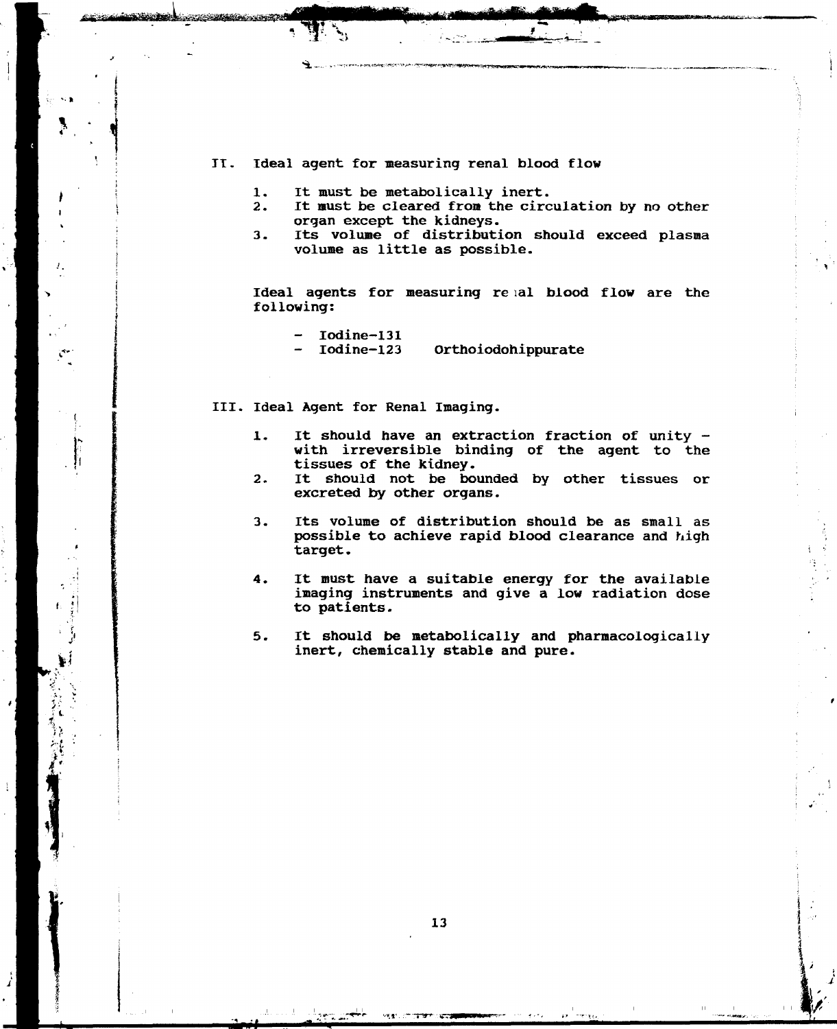## II. Ideal agent for measuring renal blood flow

1. It must be metabolically inert.
2. It must be cleared from the circulation by no other organ except the kidneys.
3. Its volume of distribution should exceed plasma volume as little as possible.

Ideal agents for measuring renal blood flow are the following:

- Iodine-131
- Iodine-123     Orthoiodohippurate

## III. Ideal Agent for Renal Imaging.

1. It should have an extraction fraction of unity - with irreversible binding of the agent to the tissues of the kidney.
2. It should not be bounded by other tissues or excreted by other organs.
3. Its volume of distribution should be as small as possible to achieve rapid blood clearance and high target.
4. It must have a suitable energy for the available imaging instruments and give a low radiation dose to patients.
5. It should be metabolically and pharmacologically inert, chemically stable and pure.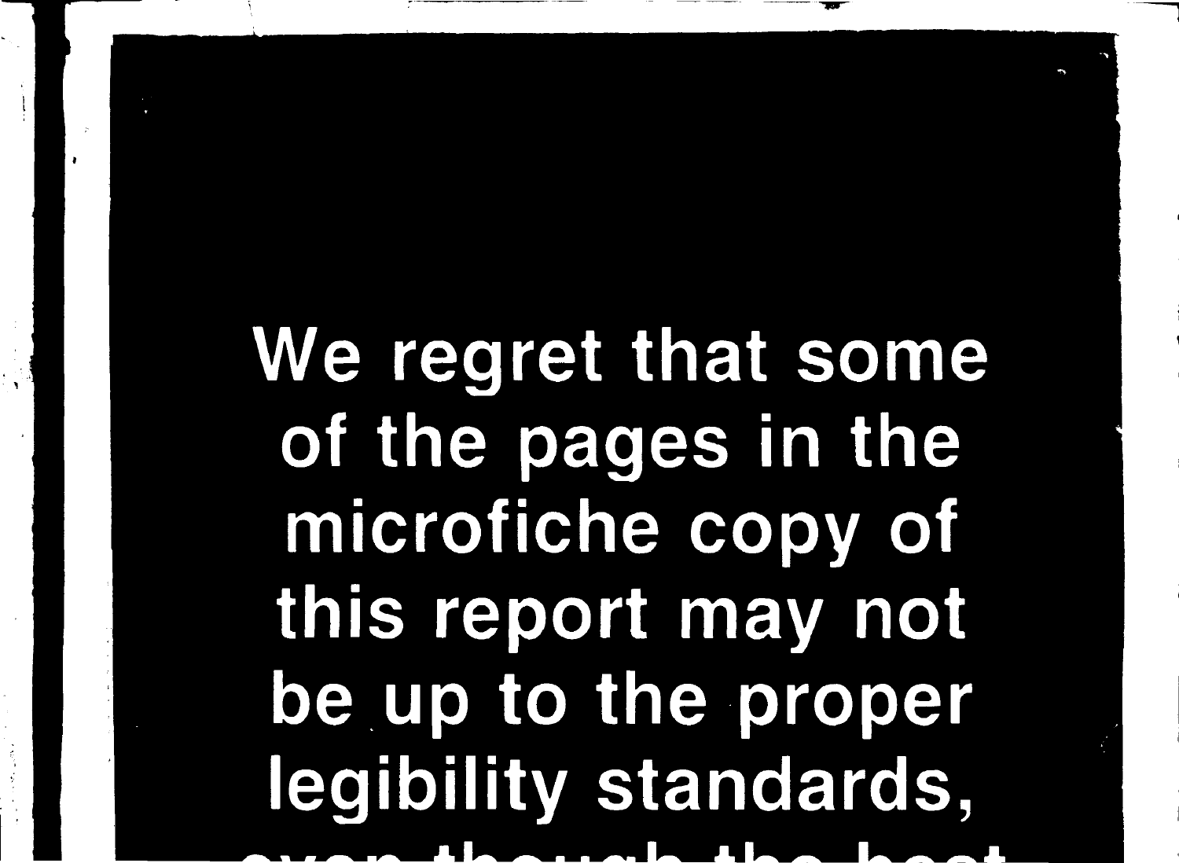We regret that some of the pages in the microfiche copy of this report may not be up to the proper legibility standards,